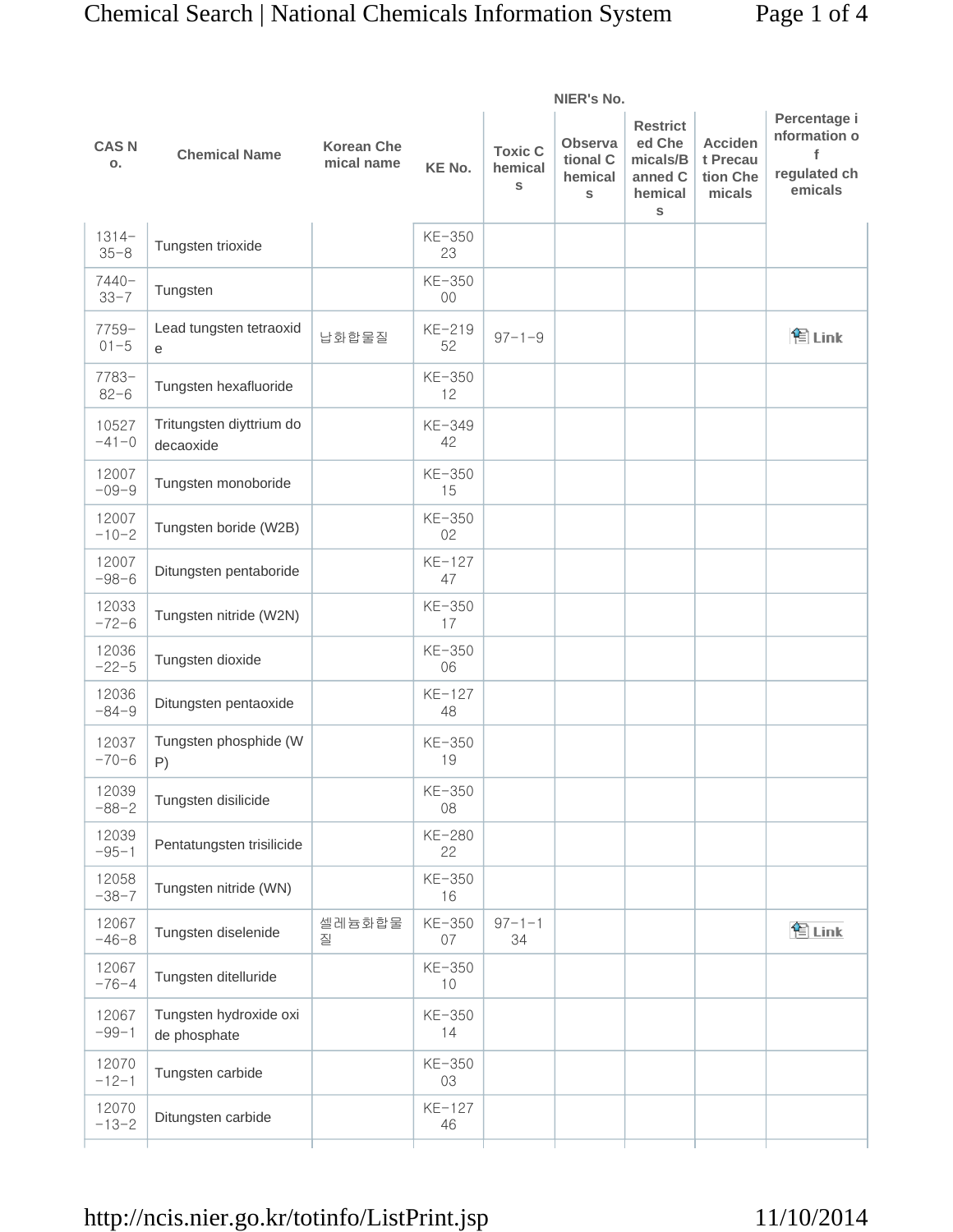| CAS No. | Chemical Name | Korean Chemical name | KE No. | NIER's No. | | | | Percentage information of regulated chemicals |
|---|---|---|---|---|---|---|---|---|
| | | | | Toxic Chemicals | Observational Chemicals | Restricted Chemicals/Banned Chemicals | Accident Precaution Chemicals | |
| 1314-35-8 | Tungsten trioxide | | KE-35023 | | | | | |
| 7440-33-7 | Tungsten | | KE-35000 | | | | | |
| 7759-01-5 | Lead tungsten tetraoxide | 납화합물질 | KE-21952 | 97-1-9 | | | | Link |
| 7783-82-6 | Tungsten hexafluoride | | KE-35012 | | | | | |
| 10527-41-0 | Tritungsten diyttrium dodecaoxide | | KE-34942 | | | | | |
| 12007-09-9 | Tungsten monoboride | | KE-35015 | | | | | |
| 12007-10-2 | Tungsten boride (W2B) | | KE-35002 | | | | | |
| 12007-98-6 | Ditungsten pentaboride | | KE-12747 | | | | | |
| 12033-72-6 | Tungsten nitride (W2N) | | KE-35017 | | | | | |
| 12036-22-5 | Tungsten dioxide | | KE-35006 | | | | | |
| 12036-84-9 | Ditungsten pentaoxide | | KE-12748 | | | | | |
| 12037-70-6 | Tungsten phosphide (WP) | | KE-35019 | | | | | |
| 12039-88-2 | Tungsten disilicide | | KE-35008 | | | | | |
| 12039-95-1 | Pentatungsten trisilicide | | KE-28022 | | | | | |
| 12058-38-7 | Tungsten nitride (WN) | | KE-35016 | | | | | |
| 12067-46-8 | Tungsten diselenide | 셀레늄화합물질 | KE-35007 | 97-1-134 | | | | Link |
| 12067-76-4 | Tungsten ditelluride | | KE-35010 | | | | | |
| 12067-99-1 | Tungsten hydroxide oxide phosphate | | KE-35014 | | | | | |
| 12070-12-1 | Tungsten carbide | | KE-35003 | | | | | |
| 12070-13-2 | Ditungsten carbide | | KE-12746 | | | | | |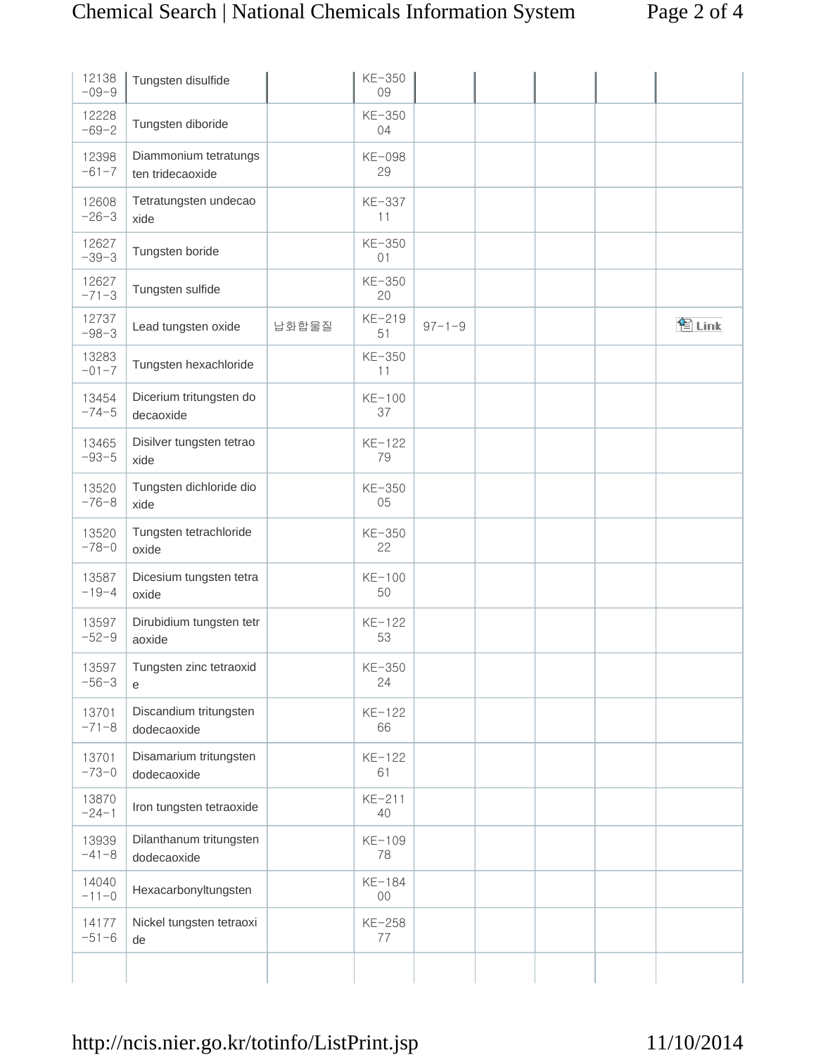| | | | | | | | | |
|---|---|---|---|---|---|---|---|---|
| 12138-09-9 | Tungsten disulfide | | KE-35009 | | | | | |
| 12228-69-2 | Tungsten diboride | | KE-35004 | | | | | |
| 12398-61-7 | Diammonium tetratungsten tridecaoxide | | KE-09829 | | | | | |
| 12608-26-3 | Tetratungsten undecaoxide | | KE-33711 | | | | | |
| 12627-39-3 | Tungsten boride | | KE-35001 | | | | | |
| 12627-71-3 | Tungsten sulfide | | KE-35020 | | | | | |
| 12737-98-3 | Lead tungsten oxide | 납화합물질 | KE-21951 | 97-1-9 | | | | Link |
| 13283-01-7 | Tungsten hexachloride | | KE-35011 | | | | | |
| 13454-74-5 | Dicerium tritungsten dodecaoxide | | KE-10037 | | | | | |
| 13465-93-5 | Disilver tungsten tetraoxide | | KE-12279 | | | | | |
| 13520-76-8 | Tungsten dichloride dioxide | | KE-35005 | | | | | |
| 13520-78-0 | Tungsten tetrachloride oxide | | KE-35022 | | | | | |
| 13587-19-4 | Dicesium tungsten tetraoxide | | KE-10050 | | | | | |
| 13597-52-9 | Dirubidium tungsten tetraoxide | | KE-12253 | | | | | |
| 13597-56-3 | Tungsten zinc tetraoxide | | KE-35024 | | | | | |
| 13701-71-8 | Discandium tritungsten dodecaoxide | | KE-12266 | | | | | |
| 13701-73-0 | Disamarium tritungsten dodecaoxide | | KE-12261 | | | | | |
| 13870-24-1 | Iron tungsten tetraoxide | | KE-21140 | | | | | |
| 13939-41-8 | Dilanthanum tritungsten dodecaoxide | | KE-10978 | | | | | |
| 14040-11-0 | Hexacarbonyltungsten | | KE-18400 | | | | | |
| 14177-51-6 | Nickel tungsten tetraoxide | | KE-25877 | | | | | |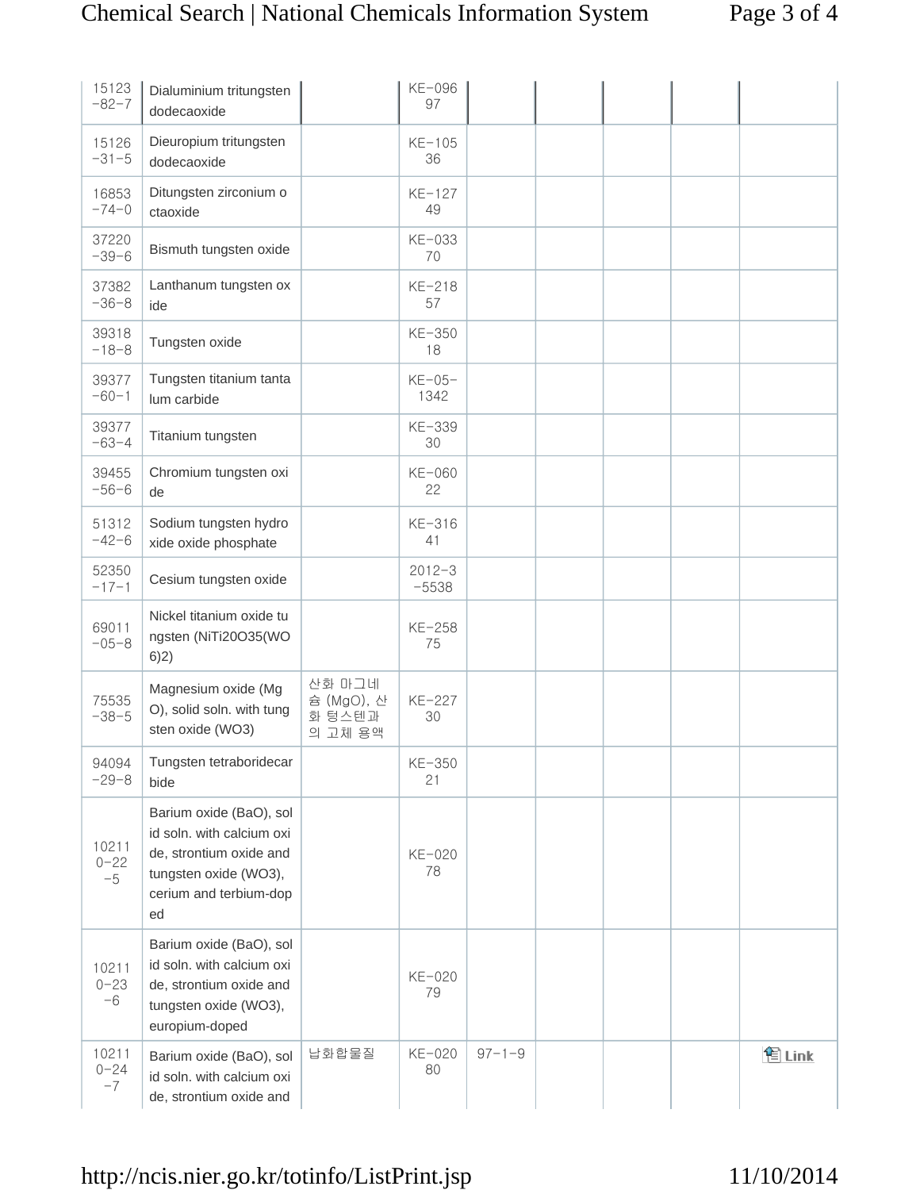| | | | | | | | | |
|---|---|---|---|---|---|---|---|---|
| 15123-82-7 | Dialuminium tritungsten dodecaoxide | | KE-09697 | | | | | |
| 15126-31-5 | Dieuropium tritungsten dodecaoxide | | KE-10536 | | | | | |
| 16853-74-0 | Ditungsten zirconium octaoxide | | KE-12749 | | | | | |
| 37220-39-6 | Bismuth tungsten oxide | | KE-03370 | | | | | |
| 37382-36-8 | Lanthanum tungsten oxide | | KE-21857 | | | | | |
| 39318-18-8 | Tungsten oxide | | KE-35018 | | | | | |
| 39377-60-1 | Tungsten titanium tantalum carbide | | KE-05-1342 | | | | | |
| 39377-63-4 | Titanium tungsten | | KE-33930 | | | | | |
| 39455-56-6 | Chromium tungsten oxide | | KE-06022 | | | | | |
| 51312-42-6 | Sodium tungsten hydroxide oxide phosphate | | KE-31641 | | | | | |
| 52350-17-1 | Cesium tungsten oxide | | 2012-3-5538 | | | | | |
| 69011-05-8 | Nickel titanium oxide tungsten (NiTi20O35(WO6)2) | | KE-25875 | | | | | |
| 75535-38-5 | Magnesium oxide (MgO), solid soln. with tungsten oxide (WO3) | 산화 마그네슘 (MgO), 산화 텅스텐과의 고체 용액 | KE-22730 | | | | | |
| 94094-29-8 | Tungsten tetraboridecarbide | | KE-35021 | | | | | |
| 102110-22-5 | Barium oxide (BaO), solid soln. with calcium oxide, strontium oxide and tungsten oxide (WO3), cerium and terbium-doped | | KE-02078 | | | | | |
| 102110-23-6 | Barium oxide (BaO), solid soln. with calcium oxide, strontium oxide and tungsten oxide (WO3), europium-doped | | KE-02079 | | | | | |
| 102110-24-7 | Barium oxide (BaO), solid soln. with calcium oxide, strontium oxide and | 납화합물질 | KE-02080 | 97-1-9 | | | | Link |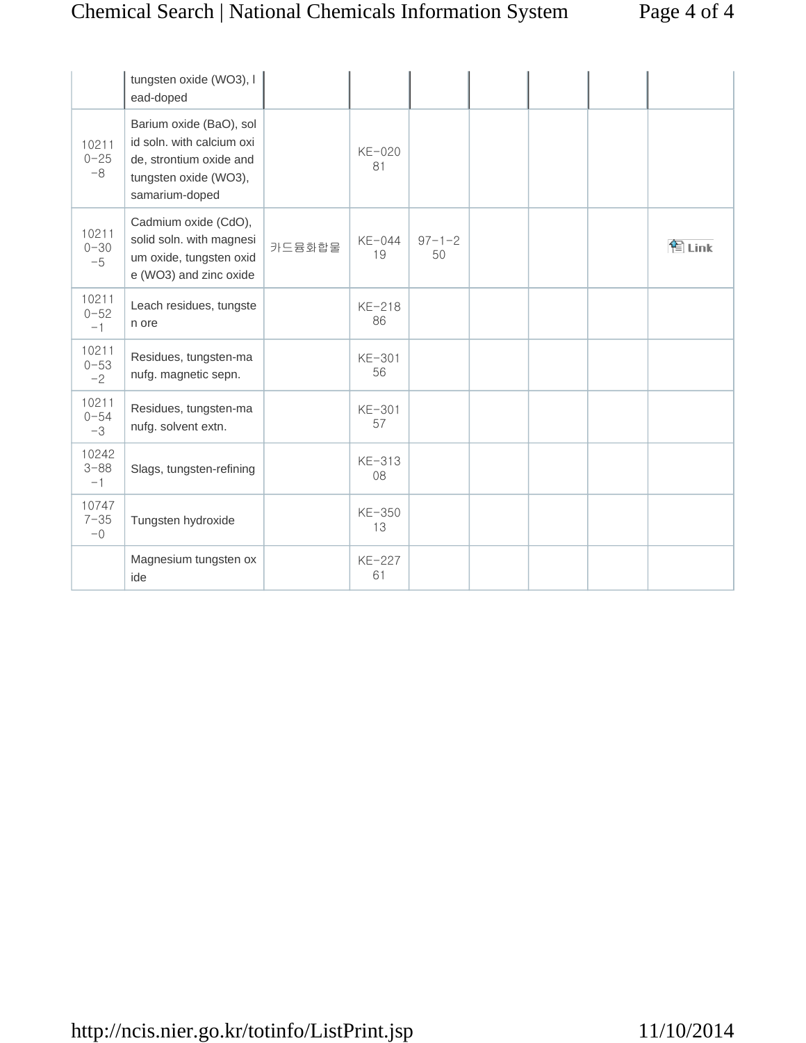| | | | | | | | | |
|---|---|---|---|---|---|---|---|---|
| | tungsten oxide (WO3), lead-doped | | | | | | | |
| 102110-25-8 | Barium oxide (BaO), solid soln. with calcium oxide, strontium oxide and tungsten oxide (WO3), samarium-doped | | KE-02081 | | | | | |
| 102110-30-5 | Cadmium oxide (CdO), solid soln. with magnesium oxide, tungsten oxide (WO3) and zinc oxide | 카드뮴화합물 | KE-04419 | 97-1-250 | | | | Link |
| 102110-52-1 | Leach residues, tungsten ore | | KE-21886 | | | | | |
| 102110-53-2 | Residues, tungsten-manufg. magnetic sepn. | | KE-30156 | | | | | |
| 102110-54-3 | Residues, tungsten-manufg. solvent extn. | | KE-30157 | | | | | |
| 102423-88-1 | Slags, tungsten-refining | | KE-31308 | | | | | |
| 107477-35-0 | Tungsten hydroxide | | KE-35013 | | | | | |
| | Magnesium tungsten oxide | | KE-22761 | | | | | |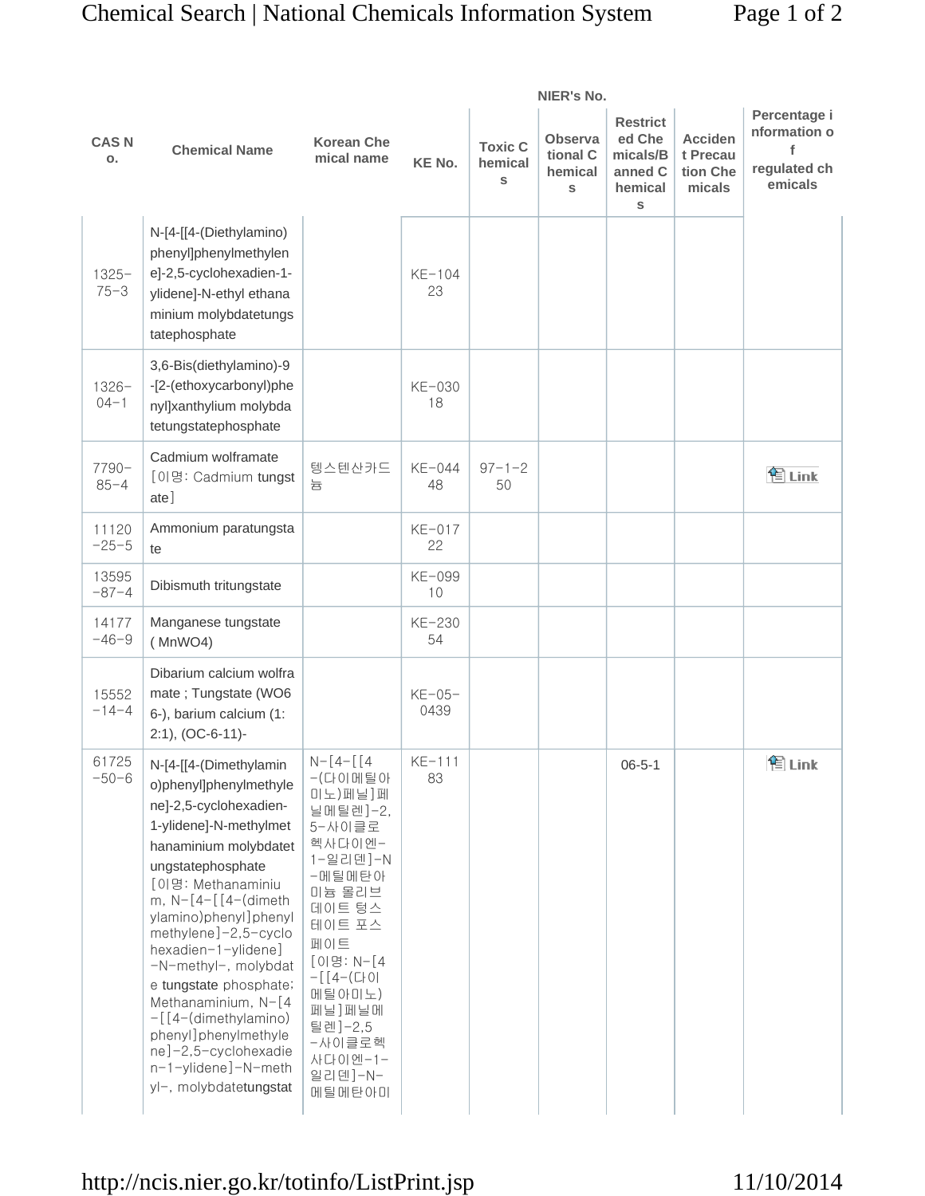| CAS No. | Chemical Name | Korean Chemical name | KE No. | NIER's No. | | | | Percentage information of regulated chemicals |
|---|---|---|---|---|---|---|---|---|
| | | | | Toxic Chemicals | Observational Chemicals | Restricted Chemicals/Banned Chemicals | Accident Precaution Chemicals | |
| 1325-75-3 | N-[4-[[4-(Diethylamino) phenyl]phenylmethylene]-2,5-cyclohexadien-1-ylidene]-N-ethyl ethanaminium molybdatetungstatephosphate | | KE-10423 | | | | | |
| 1326-04-1 | 3,6-Bis(diethylamino)-9-[2-(ethoxycarbonyl)phenyl]xanthylium molybdatetungstatephosphate | | KE-03018 | | | | | |
| 7790-85-4 | Cadmium wolframate [이명: Cadmium tungstate] | 텡스텐산카드뮴 | KE-04448 | 97-1-250 | | | | Link |
| 11120-25-5 | Ammonium paratungstate | | KE-01722 | | | | | |
| 13595-87-4 | Dibismuth tritungstate | | KE-09910 | | | | | |
| 14177-46-9 | Manganese tungstate ( MnWO4) | | KE-23054 | | | | | |
| 15552-14-4 | Dibarium calcium wolframate ; Tungstate (WO66-), barium calcium (1:2:1), (OC-6-11)- | | KE-05-0439 | | | | | |
| 61725-50-6 | N-[4-[[4-(Dimethylamino)phenyl]phenylmethylene]-2,5-cyclohexadien-1-ylidene]-N-methylmethanaminium molybdatetungstatephosphate [이명: Methanaminium, N-[4-[[4-(dimethylamino)phenyl]phenylmethylene]-2,5-cyclohexadien-1-ylidene]-N-methyl-, molybdate tungstate phosphate; Methanaminium, N-[4-[[4-(dimethylamino)phenyl]phenylmethylene]-2,5-cyclohexadien-1-ylidene]-N-methyl-, molybdatetungstat | N-[4-[[4-(다이메틸아미노)페닐]페닐메틸렌]-2,5-사이클로헥사다이엔-1-일리덴]-N-메틸메탄아미늄 몰리브데이트 텅스테이트 포스페이트 [이명: N-[4-[[4-(다이메틸아미노)페닐]페닐메틸렌]-2,5-사이클로헥사다이엔-1-일리덴]-N-메틸메탄아미 | KE-11183 | | | 06-5-1 | | Link |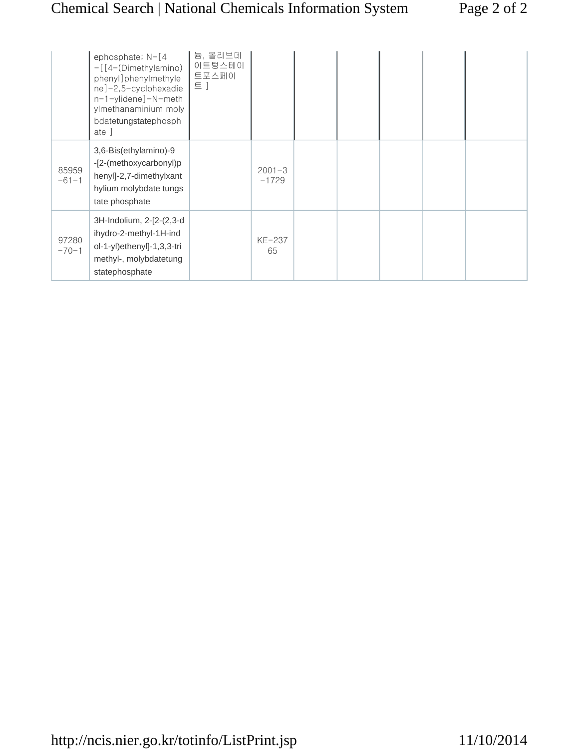| | | | | | | | | |
|---|---|---|---|---|---|---|---|---|
| | ephosphate; N-[4-[[4-(Dimethylamino)phenyl]phenylmethylene]-2,5-cyclohexadien-1-ylidene]-N-methylmethanaminium molybdatetungstatephosphate ] | 늄, 몰리브데이트텅스테이트포스페이트 ] | | | | | | |
| 85959-61-1 | 3,6-Bis(ethylamino)-9-[2-(methoxycarbonyl)phenyl]-2,7-dimethylxanthylium molybdate tungstate phosphate | | 2001-3-1729 | | | | | |
| 97280-70-1 | 3H-Indolium, 2-[2-(2,3-dihydro-2-methyl-1H-indol-1-yl)ethenyl]-1,3,3-trimethyl-, molybdatetungstatephosphate | | KE-23765 | | | | | |